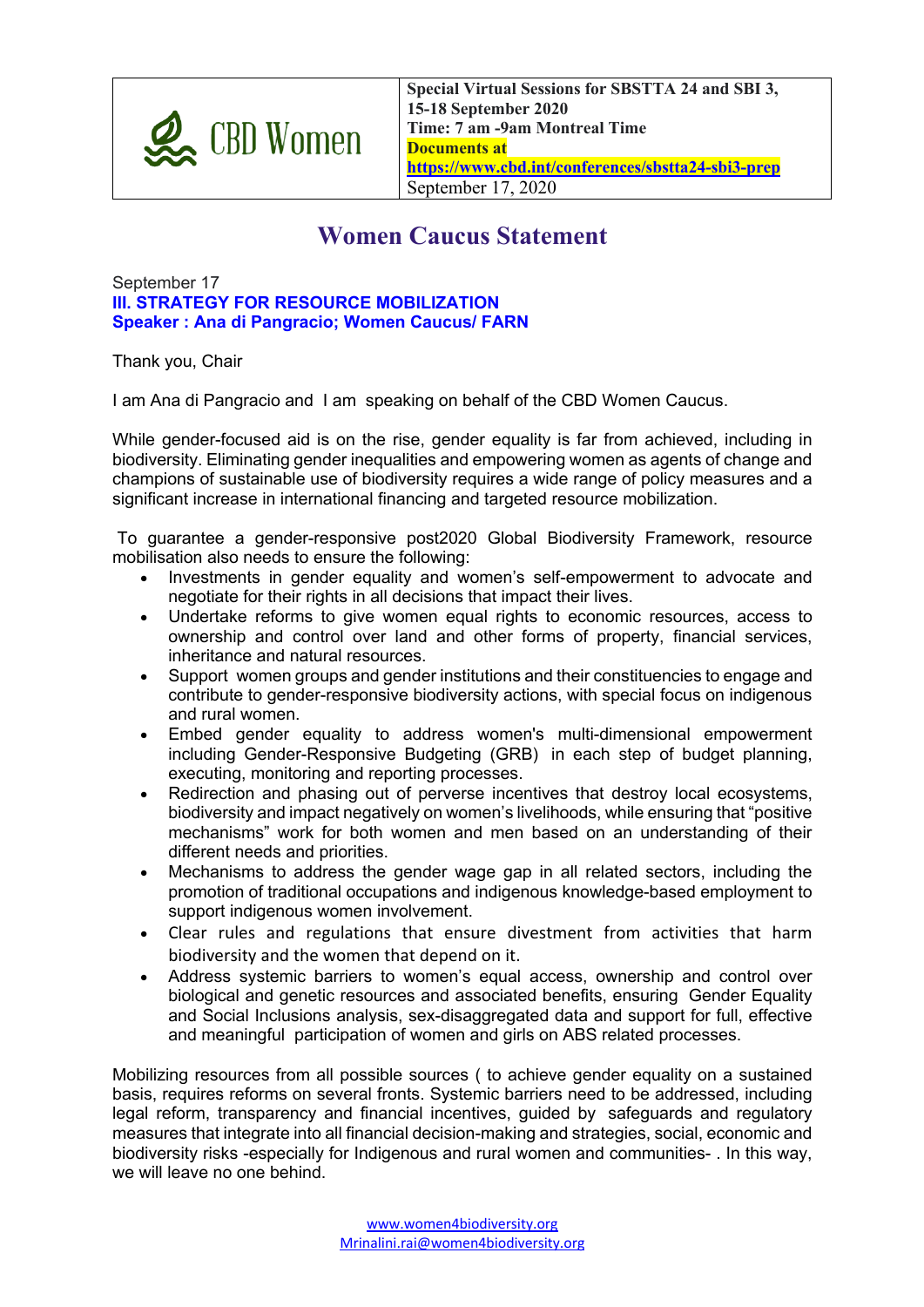| CBD Women | **Special Virtual Sessions for SBSTTA 24 and SBI 3, 15-18 September 2020**<br>**Time: 7 am -9am Montreal Time**<br>**Documents at**<br>**https://www.cbd.int/conferences/sbstta24-sbi3-prep**<br>September 17, 2020 |
| --- | --- |

# Women Caucus Statement

September 17
**III. STRATEGY FOR RESOURCE MOBILIZATION**
**Speaker : Ana di Pangracio; Women Caucus/ FARN**

Thank you, Chair

I am Ana di Pangracio and I am speaking on behalf of the CBD Women Caucus.

While gender-focused aid is on the rise, gender equality is far from achieved, including in biodiversity. Eliminating gender inequalities and empowering women as agents of change and champions of sustainable use of biodiversity requires a wide range of policy measures and a significant increase in international financing and targeted resource mobilization.

To guarantee a gender-responsive post2020 Global Biodiversity Framework, resource mobilisation also needs to ensure the following:

- Investments in gender equality and women's self-empowerment to advocate and negotiate for their rights in all decisions that impact their lives.
- Undertake reforms to give women equal rights to economic resources, access to ownership and control over land and other forms of property, financial services, inheritance and natural resources.
- Support women groups and gender institutions and their constituencies to engage and contribute to gender-responsive biodiversity actions, with special focus on indigenous and rural women.
- Embed gender equality to address women's multi-dimensional empowerment including Gender-Responsive Budgeting (GRB) in each step of budget planning, executing, monitoring and reporting processes.
- Redirection and phasing out of perverse incentives that destroy local ecosystems, biodiversity and impact negatively on women's livelihoods, while ensuring that "positive mechanisms" work for both women and men based on an understanding of their different needs and priorities.
- Mechanisms to address the gender wage gap in all related sectors, including the promotion of traditional occupations and indigenous knowledge-based employment to support indigenous women involvement.
- Clear rules and regulations that ensure divestment from activities that harm biodiversity and the women that depend on it.
- Address systemic barriers to women's equal access, ownership and control over biological and genetic resources and associated benefits, ensuring Gender Equality and Social Inclusions analysis, sex-disaggregated data and support for full, effective and meaningful participation of women and girls on ABS related processes.

Mobilizing resources from all possible sources ( to achieve gender equality on a sustained basis, requires reforms on several fronts. Systemic barriers need to be addressed, including legal reform, transparency and financial incentives, guided by safeguards and regulatory measures that integrate into all financial decision-making and strategies, social, economic and biodiversity risks -especially for Indigenous and rural women and communities- . In this way, we will leave no one behind.

www.women4biodiversity.org
Mrinalini.rai@women4biodiversity.org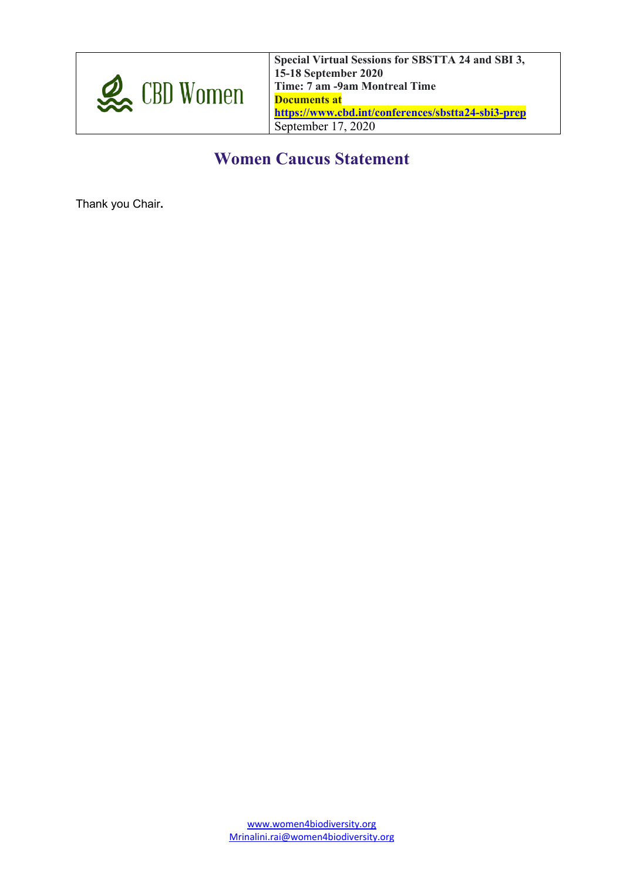| | |
|---|---|
| CBD Women | **Special Virtual Sessions for SBSTTA 24 and SBI 3, 15-18 September 2020**<br>**Time: 7 am -9am Montreal Time**<br>**Documents at**<br>**https://www.cbd.int/conferences/sbstta24-sbi3-prep**<br>September 17, 2020 |

# Women Caucus Statement

Thank you Chair.

www.women4biodiversity.org
Mrinalini.rai@women4biodiversity.org